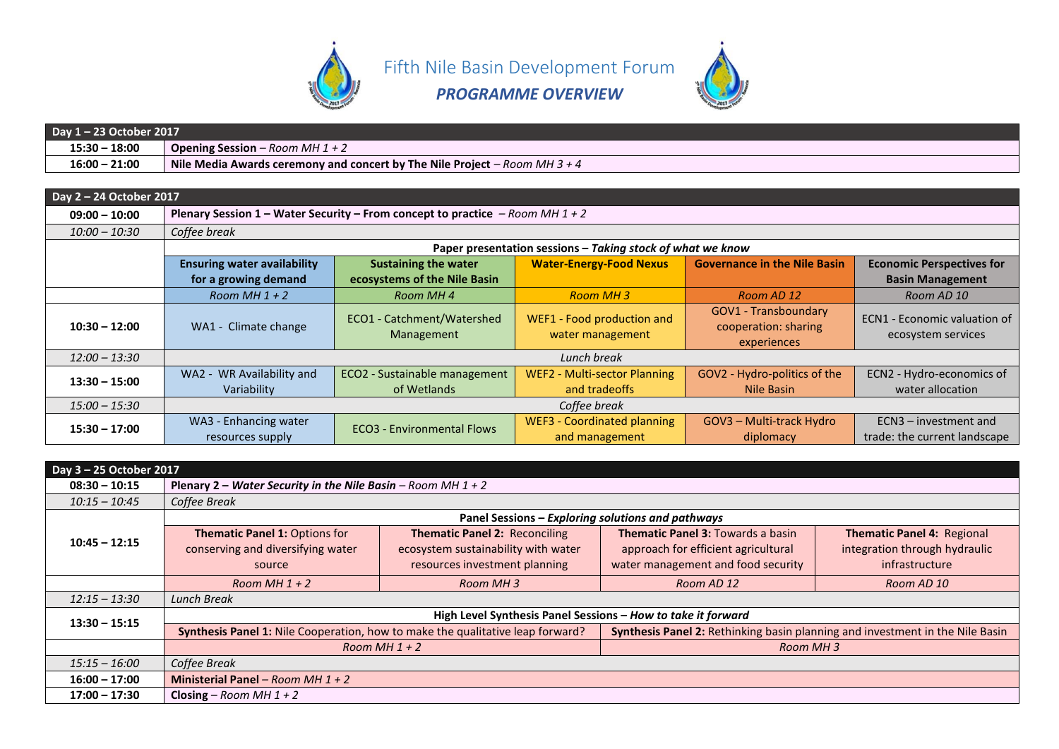# Fifth Nile Basin Development Forum

## *PROGRAMME OVERVIEW*

| **Day 1 – 23 October 2017** | |
|---|---|
| **15:30 – 18:00** | **Opening Session** – *Room MH 1 + 2* |
| **16:00 – 21:00** | **Nile Media Awards ceremony and concert by The Nile Project** – *Room MH 3 + 4* |

| **Day 2 – 24 October 2017** | | | | | |
|---|---|---|---|---|---|
| **09:00 – 10:00** | **Plenary Session 1 – Water Security – From concept to practice** – *Room MH 1 + 2* | | | | |
| *10:00 – 10:30* | *Coffee break* | | | | |
| | **Paper presentation sessions –** ***Taking stock of what we know*** | | | | |
| | **Ensuring water availability for a growing demand** | **Sustaining the water ecosystems of the Nile Basin** | **Water-Energy-Food Nexus** | **Governance in the Nile Basin** | **Economic Perspectives for Basin Management** |
| | *Room MH 1 + 2* | *Room MH 4* | *Room MH 3* | *Room AD 12* | *Room AD 10* |
| **10:30 – 12:00** | WA1 - Climate change | ECO1 - Catchment/Watershed Management | WEF1 - Food production and water management | GOV1 - Transboundary cooperation: sharing experiences | ECN1 - Economic valuation of ecosystem services |
| *12:00 – 13:30* | *Lunch break* | | | | |
| **13:30 – 15:00** | WA2 - WR Availability and Variability | ECO2 - Sustainable management of Wetlands | WEF2 - Multi-sector Planning and tradeoffs | GOV2 - Hydro-politics of the Nile Basin | ECN2 - Hydro-economics of water allocation |
| *15:00 – 15:30* | *Coffee break* | | | | |
| **15:30 – 17:00** | WA3 - Enhancing water resources supply | ECO3 - Environmental Flows | WEF3 - Coordinated planning and management | GOV3 – Multi-track Hydro diplomacy | ECN3 – investment and trade: the current landscape |

| **Day 3 – 25 October 2017** | | | | |
|---|---|---|---|---|
| **08:30 – 10:15** | **Plenary 2 –** ***Water Security in the Nile Basin*** – *Room MH 1 + 2* | | | |
| *10:15 – 10:45* | *Coffee Break* | | | |
| **10:45 – 12:15** | **Panel Sessions –** ***Exploring solutions and pathways*** | | | |
| | **Thematic Panel 1:** Options for conserving and diversifying water source | **Thematic Panel 2:** Reconciling ecosystem sustainability with water resources investment planning | **Thematic Panel 3:** Towards a basin approach for efficient agricultural water management and food security | **Thematic Panel 4:** Regional integration through hydraulic infrastructure |
| | *Room MH 1 + 2* | *Room MH 3* | *Room AD 12* | *Room AD 10* |
| *12:15 – 13:30* | *Lunch Break* | | | |
| **13:30 – 15:15** | **High Level Synthesis Panel Sessions –** ***How to take it forward*** | | | |
| | **Synthesis Panel 1:** Nile Cooperation, how to make the qualitative leap forward? | | **Synthesis Panel 2:** Rethinking basin planning and investment in the Nile Basin | |
| | *Room MH 1 + 2* | | *Room MH 3* | |
| *15:15 – 16:00* | *Coffee Break* | | | |
| **16:00 – 17:00** | **Ministerial Panel** – *Room MH 1 + 2* | | | |
| **17:00 – 17:30** | **Closing** – *Room MH 1 + 2* | | | |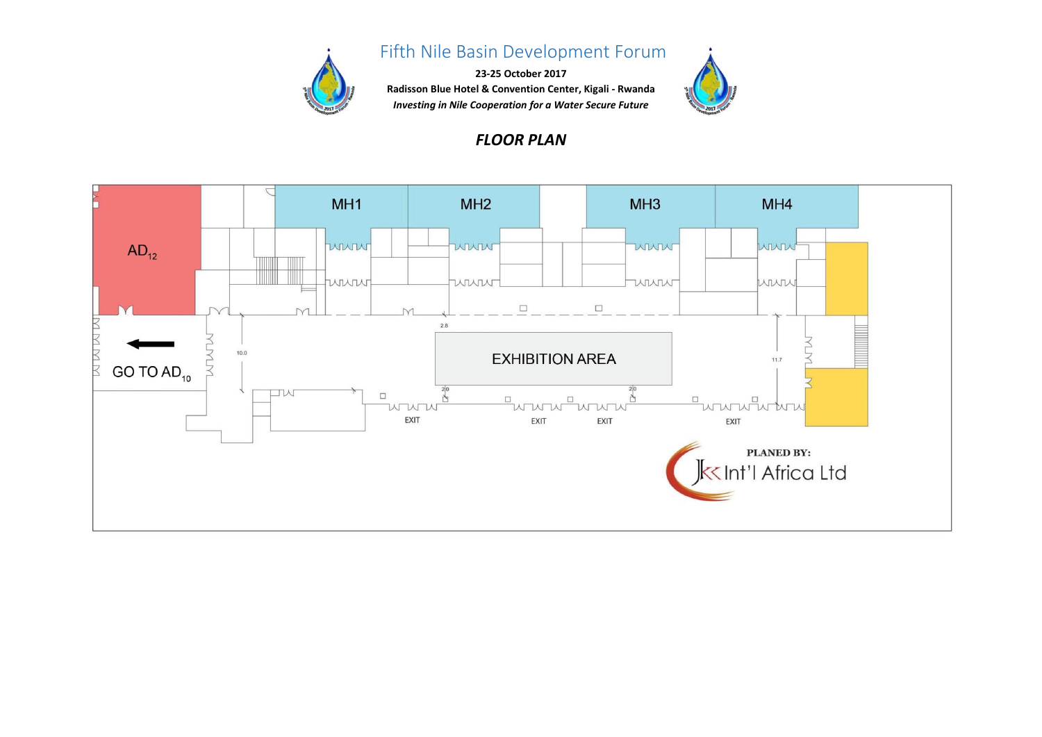# Fifth Nile Basin Development Forum

**23-25 October 2017**

**Radisson Blue Hotel & Convention Center, Kigali - Rwanda**

***Investing in Nile Cooperation for a Water Secure Future***

## ***FLOOR PLAN***

AD12

MH1

MH2

MH3

MH4

GO TO AD10

EXHIBITION AREA

10.0

2.8

2.0

2.0

11.7

EXIT

EXIT

EXIT

EXIT

PLANED BY:

JK Int'l Africa Ltd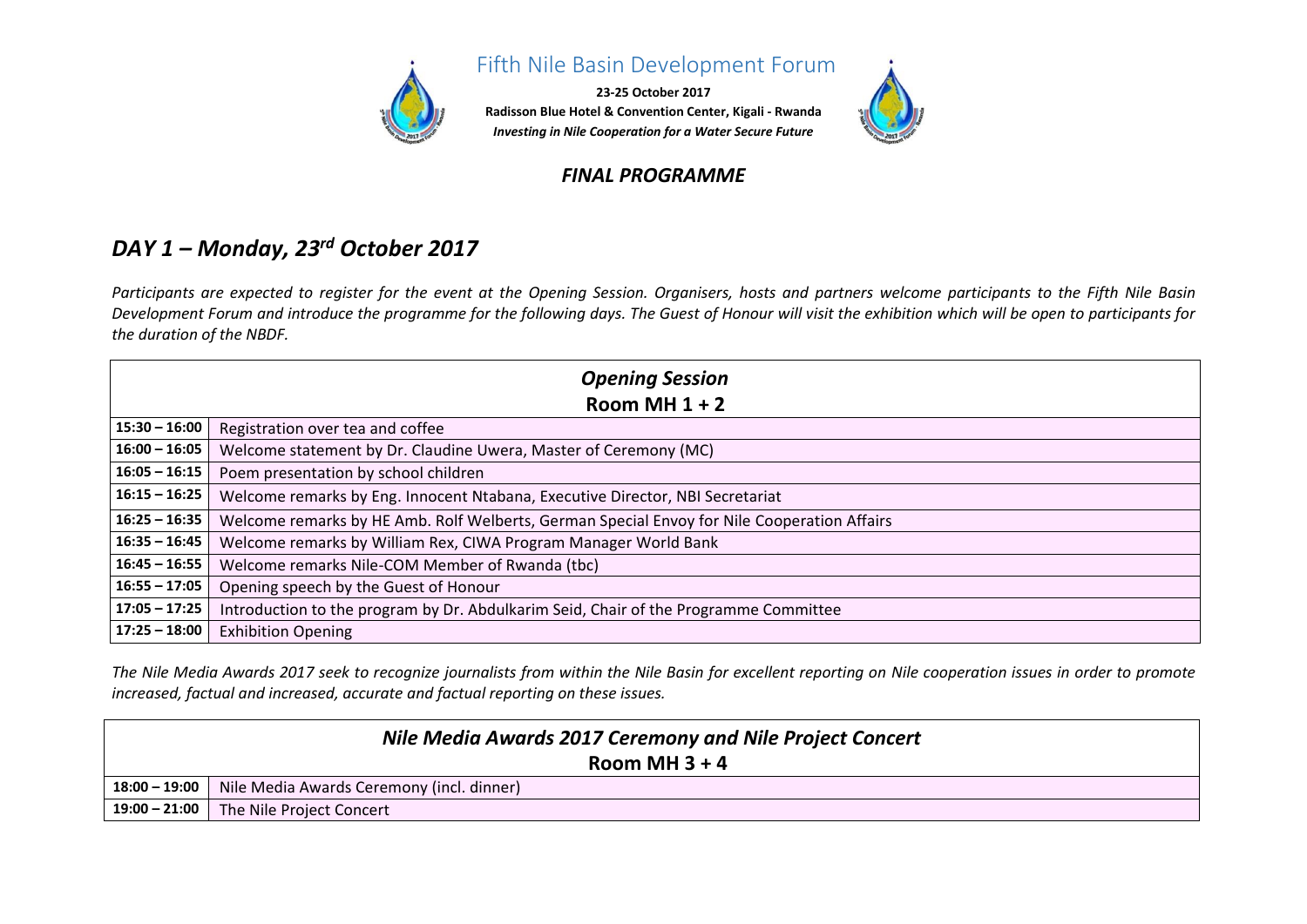# Fifth Nile Basin Development Forum

**23-25 October 2017**
**Radisson Blue Hotel & Convention Center, Kigali - Rwanda**
***Investing in Nile Cooperation for a Water Secure Future***

***FINAL PROGRAMME***

## *DAY 1 – Monday, 23rd October 2017*

*Participants are expected to register for the event at the Opening Session. Organisers, hosts and partners welcome participants to the Fifth Nile Basin Development Forum and introduce the programme for the following days. The Guest of Honour will visit the exhibition which will be open to participants for the duration of the NBDF.*

| ***Opening Session*** **Room MH 1 + 2** | |
|---|---|
| **15:30 – 16:00** | Registration over tea and coffee |
| **16:00 – 16:05** | Welcome statement by Dr. Claudine Uwera, Master of Ceremony (MC) |
| **16:05 – 16:15** | Poem presentation by school children |
| **16:15 – 16:25** | Welcome remarks by Eng. Innocent Ntabana, Executive Director, NBI Secretariat |
| **16:25 – 16:35** | Welcome remarks by HE Amb. Rolf Welberts, German Special Envoy for Nile Cooperation Affairs |
| **16:35 – 16:45** | Welcome remarks by William Rex, CIWA Program Manager World Bank |
| **16:45 – 16:55** | Welcome remarks Nile-COM Member of Rwanda (tbc) |
| **16:55 – 17:05** | Opening speech by the Guest of Honour |
| **17:05 – 17:25** | Introduction to the program by Dr. Abdulkarim Seid, Chair of the Programme Committee |
| **17:25 – 18:00** | Exhibition Opening |

*The Nile Media Awards 2017 seek to recognize journalists from within the Nile Basin for excellent reporting on Nile cooperation issues in order to promote increased, factual and increased, accurate and factual reporting on these issues.*

| ***Nile Media Awards 2017 Ceremony and Nile Project Concert*** **Room MH 3 + 4** | |
|---|---|
| **18:00 – 19:00** | Nile Media Awards Ceremony (incl. dinner) |
| **19:00 – 21:00** | The Nile Project Concert |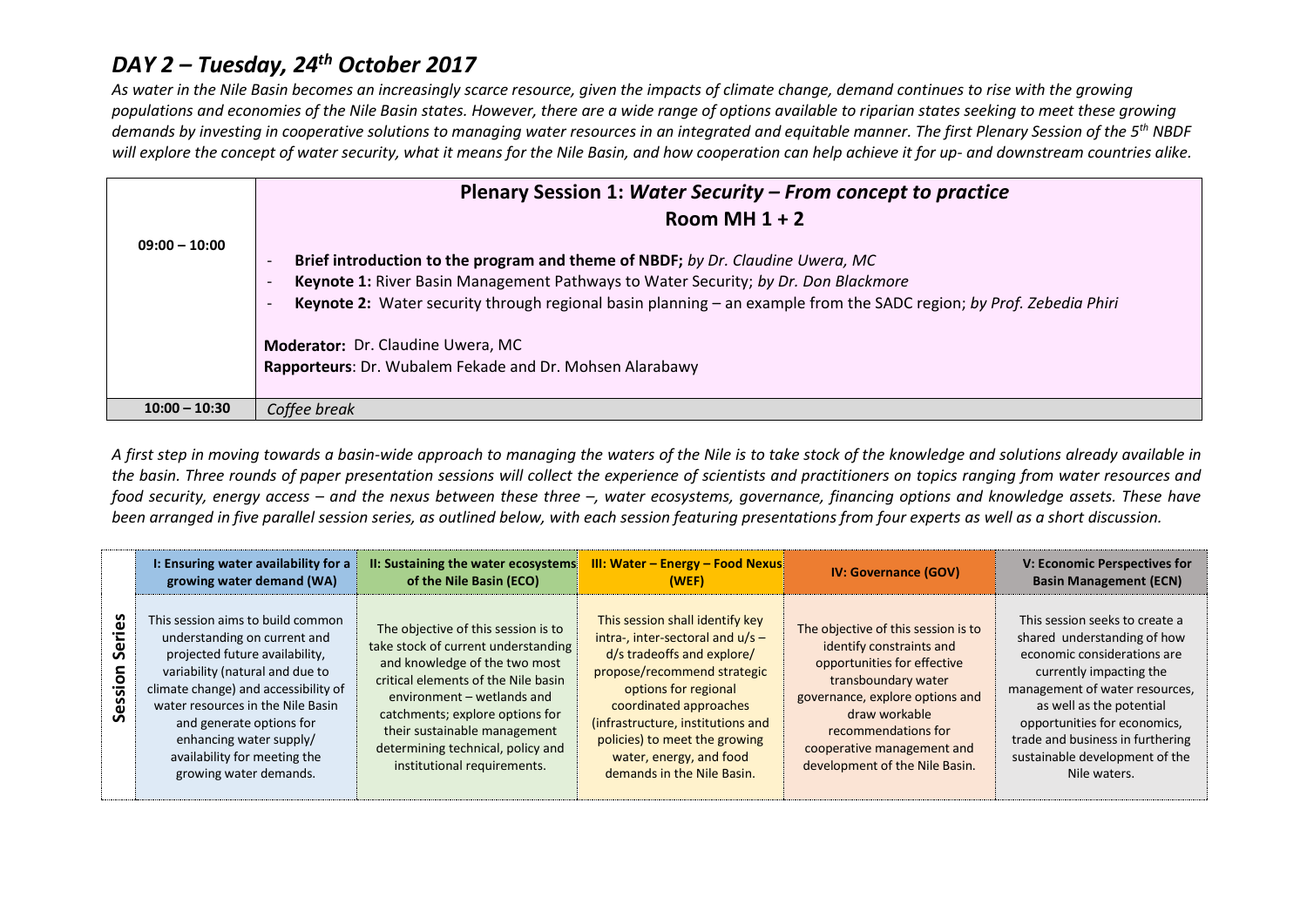## *DAY 2 – Tuesday, 24th October 2017*

*As water in the Nile Basin becomes an increasingly scarce resource, given the impacts of climate change, demand continues to rise with the growing populations and economies of the Nile Basin states. However, there are a wide range of options available to riparian states seeking to meet these growing demands by investing in cooperative solutions to managing water resources in an integrated and equitable manner. The first Plenary Session of the 5th NBDF will explore the concept of water security, what it means for the Nile Basin, and how cooperation can help achieve it for up- and downstream countries alike.*

| | |
|---|---|
| 09:00 – 10:00 | **Plenary Session 1: *Water Security – From concept to practice*** <br> **Room MH 1 + 2** <br> - **Brief introduction to the program and theme of NBDF;** *by Dr. Claudine Uwera, MC* <br> - **Keynote 1:** River Basin Management Pathways to Water Security; *by Dr. Don Blackmore* <br> - **Keynote 2:** Water security through regional basin planning – an example from the SADC region; *by Prof. Zebedia Phiri* <br><br> **Moderator:** Dr. Claudine Uwera, MC <br> **Rapporteurs**: Dr. Wubalem Fekade and Dr. Mohsen Alarabawy |
| 10:00 – 10:30 | *Coffee break* |

*A first step in moving towards a basin-wide approach to managing the waters of the Nile is to take stock of the knowledge and solutions already available in the basin. Three rounds of paper presentation sessions will collect the experience of scientists and practitioners on topics ranging from water resources and food security, energy access – and the nexus between these three –, water ecosystems, governance, financing options and knowledge assets. These have been arranged in five parallel session series, as outlined below, with each session featuring presentations from four experts as well as a short discussion.*

| | I: Ensuring water availability for a growing water demand (WA) | II: Sustaining the water ecosystems of the Nile Basin (ECO) | III: Water – Energy – Food Nexus (WEF) | IV: Governance (GOV) | V: Economic Perspectives for Basin Management (ECN) |
|---|---|---|---|---|---|
| **Session Series** | This session aims to build common understanding on current and projected future availability, variability (natural and due to climate change) and accessibility of water resources in the Nile Basin and generate options for enhancing water supply/ availability for meeting the growing water demands. | The objective of this session is to take stock of current understanding and knowledge of the two most critical elements of the Nile basin environment – wetlands and catchments; explore options for their sustainable management determining technical, policy and institutional requirements. | This session shall identify key intra-, inter-sectoral and u/s – d/s tradeoffs and explore/ propose/recommend strategic options for regional coordinated approaches (infrastructure, institutions and policies) to meet the growing water, energy, and food demands in the Nile Basin. | The objective of this session is to identify constraints and opportunities for effective transboundary water governance, explore options and draw workable recommendations for cooperative management and development of the Nile Basin. | This session seeks to create a shared understanding of how economic considerations are currently impacting the management of water resources, as well as the potential opportunities for economics, trade and business in furthering sustainable development of the Nile waters. |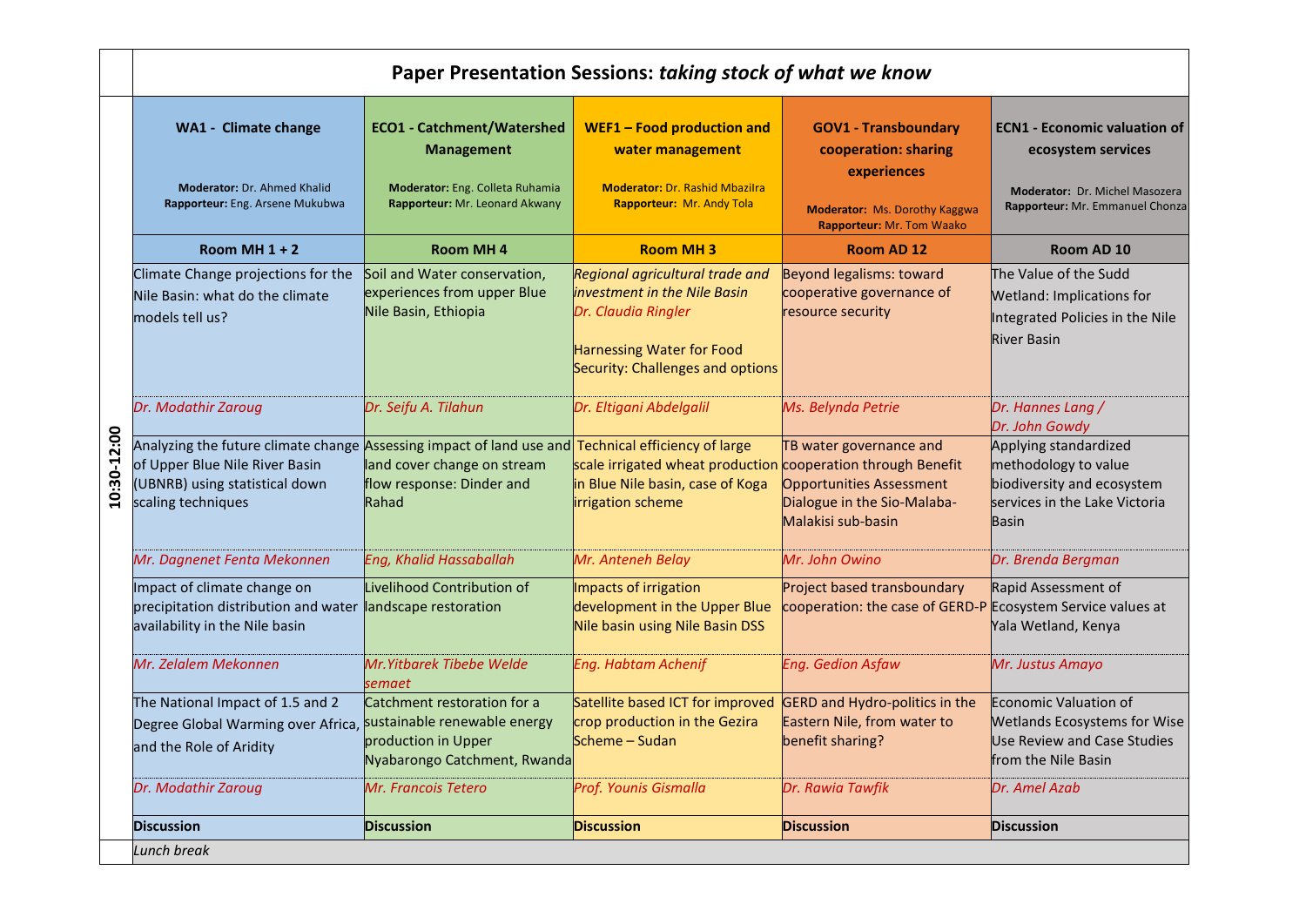## Paper Presentation Sessions: *taking stock of what we know*

| Time | WA1 - Climate change | ECO1 - Catchment/Watershed Management | WEF1 – Food production and water management | GOV1 - Transboundary cooperation: sharing experiences | ECN1 - Economic valuation of ecosystem services |
|---|---|---|---|---|---|
| | **Moderator:** Dr. Ahmed Khalid<br>**Rapporteur:** Eng. Arsene Mukubwa | **Moderator:** Eng. Colleta Ruhamia<br>**Rapporteur:** Mr. Leonard Akwany | **Moderator:** Dr. Rashid Mbazilra<br>**Rapporteur:** Mr. Andy Tola | **Moderator:** Ms. Dorothy Kaggwa<br>**Rapporteur:** Mr. Tom Waako | **Moderator:** Dr. Michel Masozera<br>**Rapporteur:** Mr. Emmanuel Chonza |
| | **Room MH 1 + 2** | **Room MH 4** | **Room MH 3** | **Room AD 12** | **Room AD 10** |
| 10:30-12:00 | Climate Change projections for the Nile Basin: what do the climate models tell us? | Soil and Water conservation, experiences from upper Blue Nile Basin, Ethiopia | *Regional agricultural trade and investment in the Nile Basin*<br>*Dr. Claudia Ringler*<br><br>Harnessing Water for Food Security: Challenges and options | Beyond legalisms: toward cooperative governance of resource security | The Value of the Sudd Wetland: Implications for Integrated Policies in the Nile River Basin |
| | *Dr. Modathir Zaroug* | *Dr. Seifu A. Tilahun* | *Dr. Eltigani Abdelgalil* | *Ms. Belynda Petrie* | *Dr. Hannes Lang / Dr. John Gowdy* |
| | Analyzing the future climate change of Upper Blue Nile River Basin (UBNRB) using statistical down scaling techniques | Assessing impact of land use and land cover change on stream flow response: Dinder and Rahad | Technical efficiency of large scale irrigated wheat production in Blue Nile basin, case of Koga irrigation scheme | TB water governance and cooperation through Benefit Opportunities Assessment Dialogue in the Sio-Malaba-Malakisi sub-basin | Applying standardized methodology to value biodiversity and ecosystem services in the Lake Victoria Basin |
| | *Mr. Dagnenet Fenta Mekonnen* | *Eng, Khalid Hassaballah* | *Mr. Anteneh Belay* | *Mr. John Owino* | *Dr. Brenda Bergman* |
| | Impact of climate change on precipitation distribution and water availability in the Nile basin | Livelihood Contribution of landscape restoration | Impacts of irrigation development in the Upper Blue Nile basin using Nile Basin DSS | Project based transboundary cooperation: the case of GERD-P | Rapid Assessment of Ecosystem Service values at Yala Wetland, Kenya |
| | *Mr. Zelalem Mekonnen* | *Mr.Yitbarek Tibebe Welde semaet* | *Eng. Habtam Achenif* | *Eng. Gedion Asfaw* | *Mr. Justus Amayo* |
| | The National Impact of 1.5 and 2 Degree Global Warming over Africa, and the Role of Aridity | Catchment restoration for a sustainable renewable energy production in Upper Nyabarongo Catchment, Rwanda | Satellite based ICT for improved crop production in the Gezira Scheme – Sudan | GERD and Hydro-politics in the Eastern Nile, from water to benefit sharing? | Economic Valuation of Wetlands Ecosystems for Wise Use Review and Case Studies from the Nile Basin |
| | *Dr. Modathir Zaroug* | *Mr. Francois Tetero* | *Prof. Younis Gismalla* | *Dr. Rawia Tawfik* | *Dr. Amel Azab* |
| | **Discussion** | **Discussion** | **Discussion** | **Discussion** | **Discussion** |
| | *Lunch break* | | | | |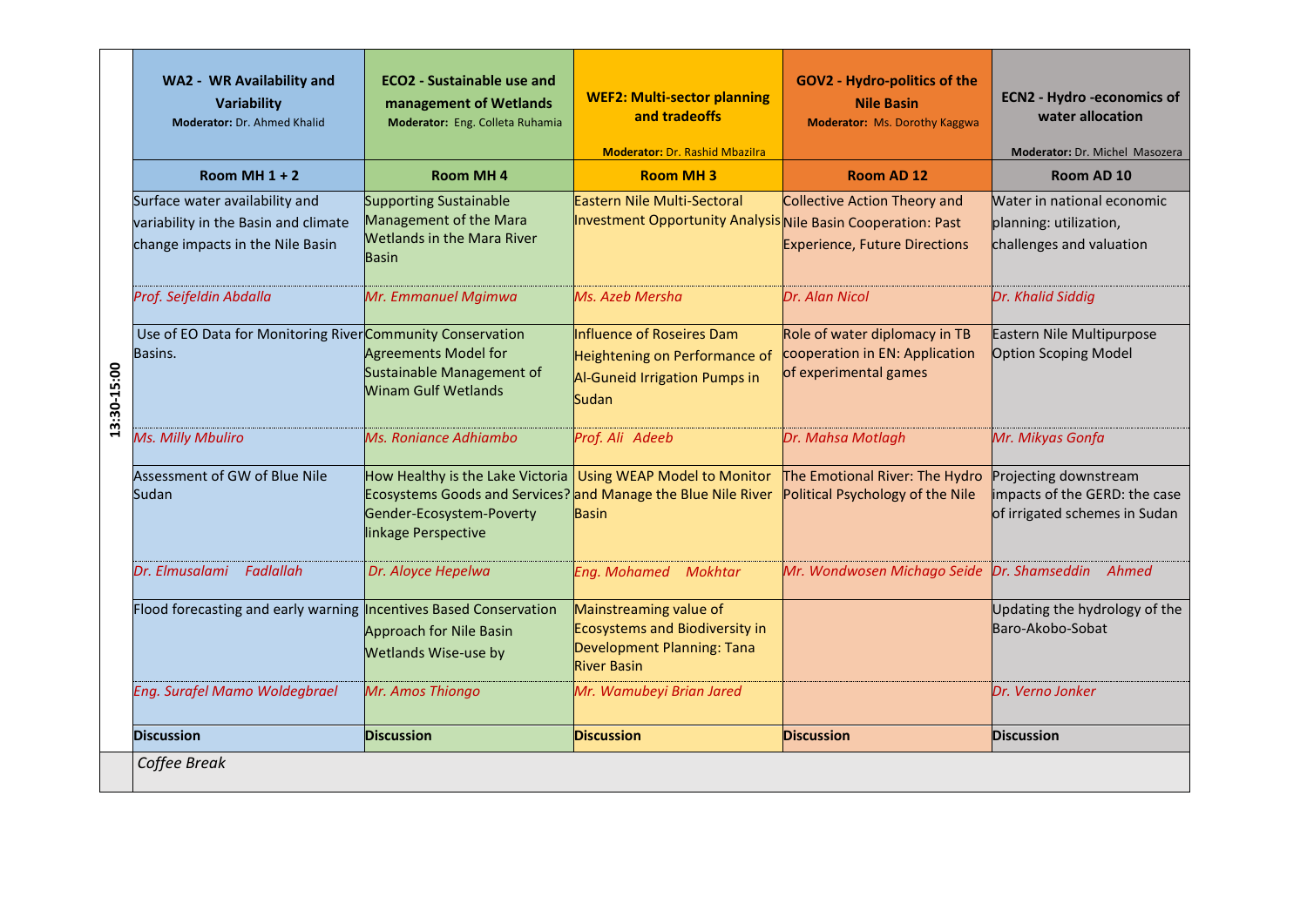| 13:30-15:00 | **WA2 - WR Availability and Variability** Moderator: Dr. Ahmed Khalid | **ECO2 - Sustainable use and management of Wetlands** Moderator: Eng. Colleta Ruhamia | **WEF2: Multi-sector planning and tradeoffs** Moderator: Dr. Rashid Mbazilra | **GOV2 - Hydro-politics of the Nile Basin** Moderator: Ms. Dorothy Kaggwa | **ECN2 - Hydro -economics of water allocation** Moderator: Dr. Michel Masozera |
|---|---|---|---|---|---|
| | **Room MH 1 + 2** | **Room MH 4** | **Room MH 3** | **Room AD 12** | **Room AD 10** |
| | Surface water availability and variability in the Basin and climate change impacts in the Nile Basin | Supporting Sustainable Management of the Mara Wetlands in the Mara River Basin | Eastern Nile Multi-Sectoral Investment Opportunity Analysis | Collective Action Theory and Nile Basin Cooperation: Past Experience, Future Directions | Water in national economic planning: utilization, challenges and valuation |
| | *Prof. Seifeldin Abdalla* | *Mr. Emmanuel Mgimwa* | *Ms. Azeb Mersha* | *Dr. Alan Nicol* | *Dr. Khalid Siddig* |
| | Use of EO Data for Monitoring River Basins. | Community Conservation Agreements Model for Sustainable Management of Winam Gulf Wetlands | Influence of Roseires Dam Heightening on Performance of Al-Guneid Irrigation Pumps in Sudan | Role of water diplomacy in TB cooperation in EN: Application of experimental games | Eastern Nile Multipurpose Option Scoping Model |
| | *Ms. Milly Mbuliro* | *Ms. Roniance Adhiambo* | *Prof. Ali Adeeb* | *Dr. Mahsa Motlagh* | *Mr. Mikyas Gonfa* |
| | Assessment of GW of Blue Nile Sudan | How Healthy is the Lake Victoria Ecosystems Goods and Services? Gender-Ecosystem-Poverty linkage Perspective | Using WEAP Model to Monitor and Manage the Blue Nile River Basin | The Emotional River: The Hydro Political Psychology of the Nile | Projecting downstream impacts of the GERD: the case of irrigated schemes in Sudan |
| | *Dr. Elmusalami Fadlallah* | *Dr. Aloyce Hepelwa* | *Eng. Mohamed Mokhtar* | *Mr. Wondwosen Michago Seide* | *Dr. Shamseddin Ahmed* |
| | Flood forecasting and early warning | Incentives Based Conservation Approach for Nile Basin Wetlands Wise-use by | Mainstreaming value of Ecosystems and Biodiversity in Development Planning: Tana River Basin | | Updating the hydrology of the Baro-Akobo-Sobat |
| | *Eng. Surafel Mamo Woldegbrael* | *Mr. Amos Thiongo* | *Mr. Wamubeyi Brian Jared* | | *Dr. Verno Jonker* |
| | **Discussion** | **Discussion** | **Discussion** | **Discussion** | **Discussion** |
| | *Coffee Break* | | | | |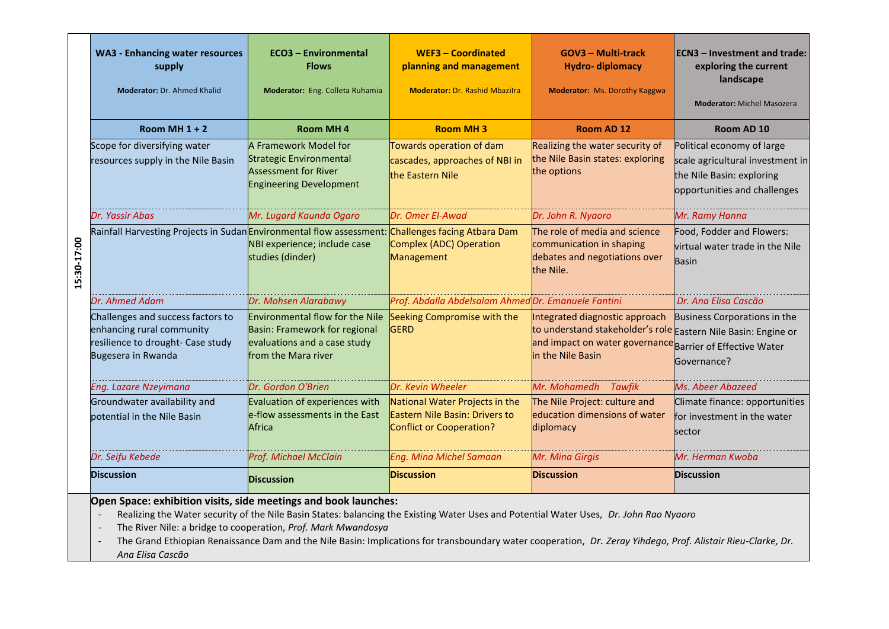| 15:30-17:00 | **WA3 - Enhancing water resources supply** **Moderator:** Dr. Ahmed Khalid | **ECO3 – Environmental Flows** **Moderator:** Eng. Colleta Ruhamia | **WEF3 – Coordinated planning and management** **Moderator:** Dr. Rashid Mbazilra | **GOV3 – Multi-track Hydro- diplomacy** **Moderator:** Ms. Dorothy Kaggwa | **ECN3 – Investment and trade: exploring the current landscape** **Moderator:** Michel Masozera |
|---|---|---|---|---|---|
| | **Room MH 1 + 2** | **Room MH 4** | **Room MH 3** | **Room AD 12** | **Room AD 10** |
| | Scope for diversifying water resources supply in the Nile Basin | A Framework Model for Strategic Environmental Assessment for River Engineering Development | Towards operation of dam cascades, approaches of NBI in the Eastern Nile | Realizing the water security of the Nile Basin states: exploring the options | Political economy of large scale agricultural investment in the Nile Basin: exploring opportunities and challenges |
| | *Dr. Yassir Abas* | *Mr. Lugard Kaunda Ogaro* | *Dr. Omer El-Awad* | *Dr. John R. Nyaoro* | *Mr. Ramy Hanna* |
| | Rainfall Harvesting Projects in Sudan | Environmental flow assessment: NBI experience; include case studies (dinder) | Challenges facing Atbara Dam Complex (ADC) Operation Management | The role of media and science communication in shaping debates and negotiations over the Nile. | Food, Fodder and Flowers: virtual water trade in the Nile Basin |
| | *Dr. Ahmed Adam* | *Dr. Mohsen Alarabawy* | *Prof. Abdalla Abdelsalam Ahmed* | *Dr. Emanuele Fantini* | *Dr. Ana Elisa Cascão* |
| | Challenges and success factors to enhancing rural community resilience to drought- Case study Bugesera in Rwanda | Environmental flow for the Nile Basin: Framework for regional evaluations and a case study from the Mara river | Seeking Compromise with the GERD | Integrated diagnostic approach to understand stakeholder's role and impact on water governance in the Nile Basin | Business Corporations in the Eastern Nile Basin: Engine or Barrier of Effective Water Governance? |
| | *Eng. Lazare Nzeyimana* | *Dr. Gordon O'Brien* | *Dr. Kevin Wheeler* | *Mr. Mohamedh Tawfik* | *Ms. Abeer Abazeed* |
| | Groundwater availability and potential in the Nile Basin | Evaluation of experiences with e-flow assessments in the East Africa | National Water Projects in the Eastern Nile Basin: Drivers to Conflict or Cooperation? | The Nile Project: culture and education dimensions of water diplomacy | Climate finance: opportunities for investment in the water sector |
| | *Dr. Seifu Kebede* | *Prof. Michael McClain* | *Eng. Mina Michel Samaan* | *Mr. Mina Girgis* | *Mr. Herman Kwoba* |
| | **Discussion** | **Discussion** | **Discussion** | **Discussion** | **Discussion** |

**Open Space: exhibition visits, side meetings and book launches:**

- Realizing the Water security of the Nile Basin States: balancing the Existing Water Uses and Potential Water Uses, *Dr. John Rao Nyaoro*
- The River Nile: a bridge to cooperation, *Prof. Mark Mwandosya*
- The Grand Ethiopian Renaissance Dam and the Nile Basin: Implications for transboundary water cooperation, *Dr. Zeray Yihdego, Prof. Alistair Rieu-Clarke, Dr. Ana Elisa Cascão*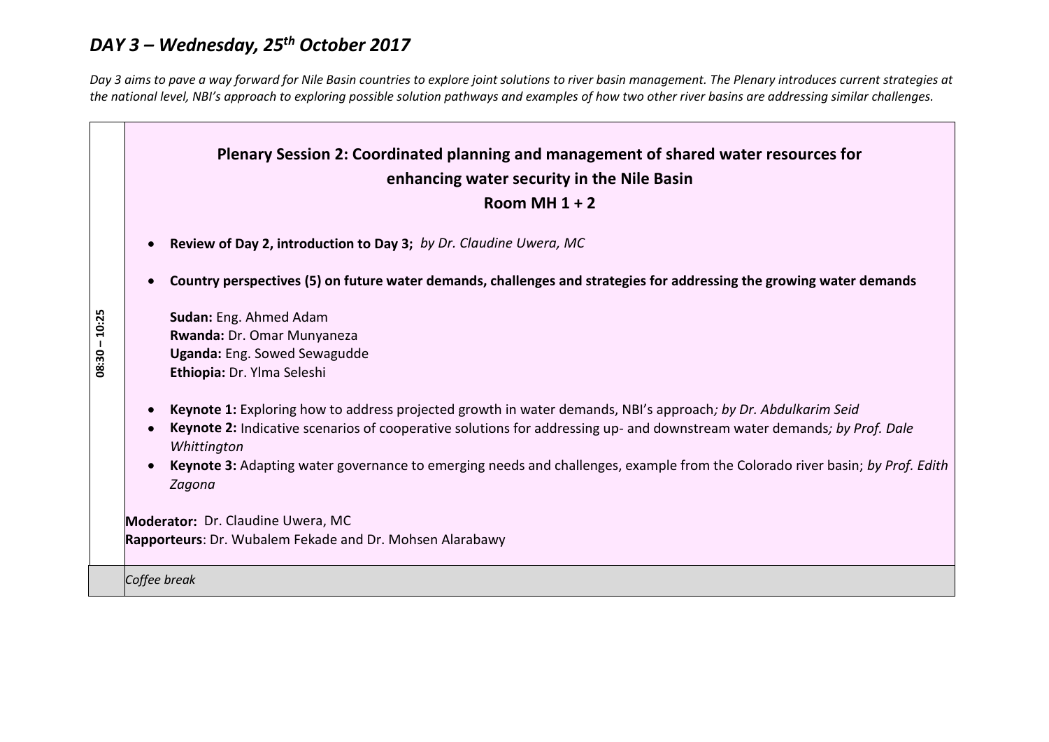## *DAY 3 – Wednesday, 25th October 2017*

*Day 3 aims to pave a way forward for Nile Basin countries to explore joint solutions to river basin management. The Plenary introduces current strategies at the national level, NBI's approach to exploring possible solution pathways and examples of how two other river basins are addressing similar challenges.*

| | |
|---|---|
| **08:30 – 10:25** | **Plenary Session 2: Coordinated planning and management of shared water resources for enhancing water security in the Nile Basin** <br> **Room MH 1 + 2** <br><br> • **Review of Day 2, introduction to Day 3;** *by Dr. Claudine Uwera, MC* <br><br> • **Country perspectives (5) on future water demands, challenges and strategies for addressing the growing water demands** <br><br> **Sudan:** Eng. Ahmed Adam <br> **Rwanda:** Dr. Omar Munyaneza <br> **Uganda:** Eng. Sowed Sewagudde <br> **Ethiopia:** Dr. Ylma Seleshi <br><br> • **Keynote 1:** Exploring how to address projected growth in water demands, NBI's approach*; by Dr. Abdulkarim Seid* <br> • **Keynote 2:** Indicative scenarios of cooperative solutions for addressing up- and downstream water demands*; by Prof. Dale Whittington* <br> • **Keynote 3:** Adapting water governance to emerging needs and challenges, example from the Colorado river basin; *by Prof. Edith Zagona* <br><br> **Moderator:** Dr. Claudine Uwera, MC <br> **Rapporteurs**: Dr. Wubalem Fekade and Dr. Mohsen Alarabawy |
| | *Coffee break* |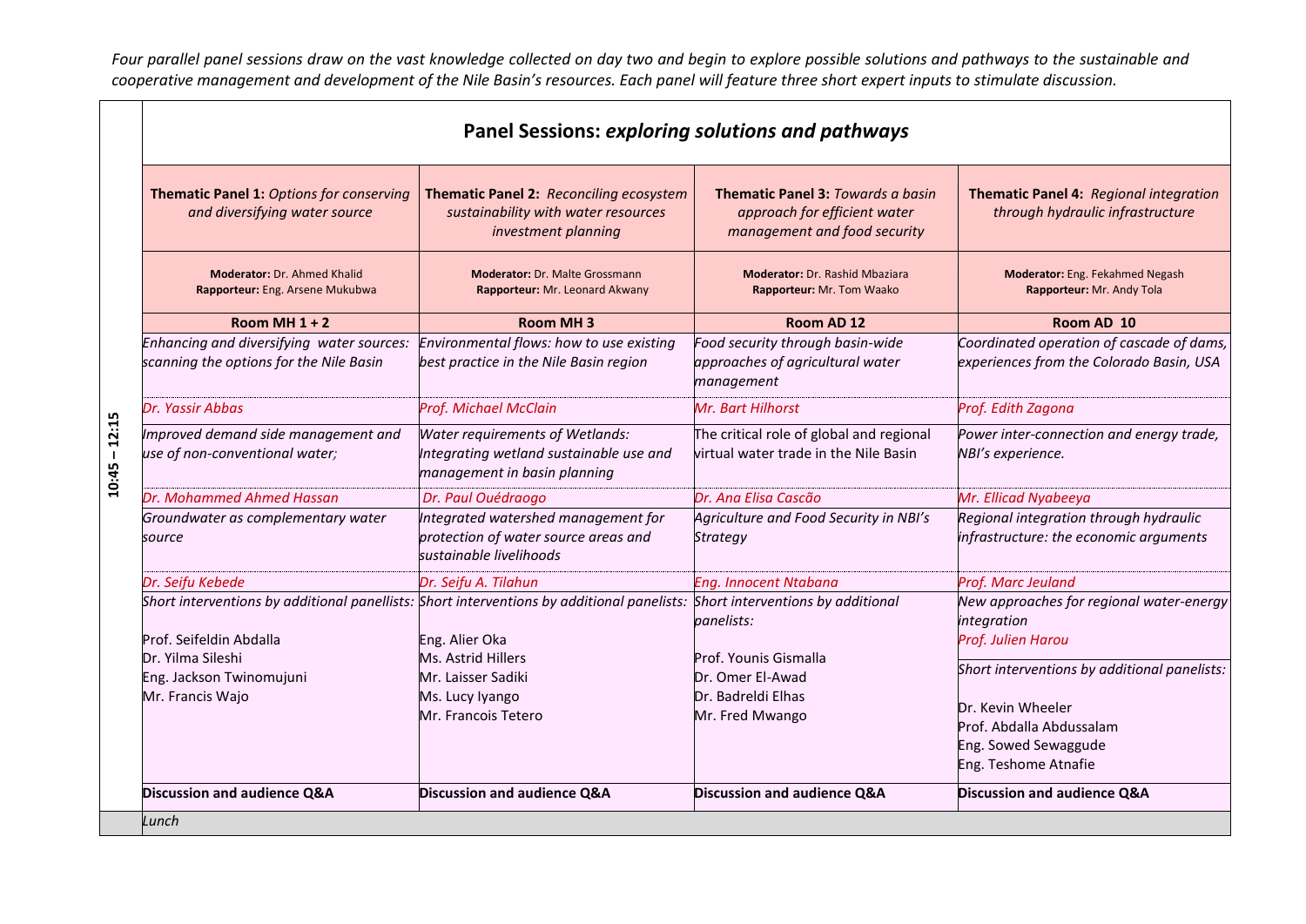*Four parallel panel sessions draw on the vast knowledge collected on day two and begin to explore possible solutions and pathways to the sustainable and cooperative management and development of the Nile Basin's resources. Each panel will feature three short expert inputs to stimulate discussion.*

| | **Panel Sessions:** ***exploring solutions and pathways*** | | | |
|---|---|---|---|---|
| | **Thematic Panel 1:** *Options for conserving and diversifying water source* | **Thematic Panel 2:** *Reconciling ecosystem sustainability with water resources investment planning* | **Thematic Panel 3:** *Towards a basin approach for efficient water management and food security* | **Thematic Panel 4:** *Regional integration through hydraulic infrastructure* |
| | **Moderator:** Dr. Ahmed Khalid<br>**Rapporteur:** Eng. Arsene Mukubwa | **Moderator:** Dr. Malte Grossmann<br>**Rapporteur:** Mr. Leonard Akwany | **Moderator:** Dr. Rashid Mbaziara<br>**Rapporteur:** Mr. Tom Waako | **Moderator:** Eng. Fekahmed Negash<br>**Rapporteur:** Mr. Andy Tola |
| | **Room MH 1 + 2** | **Room MH 3** | **Room AD 12** | **Room AD 10** |
| **10:45 – 12:15** | *Enhancing and diversifying water sources: scanning the options for the Nile Basin* | *Environmental flows: how to use existing best practice in the Nile Basin region* | *Food security through basin-wide approaches of agricultural water management* | *Coordinated operation of cascade of dams, experiences from the Colorado Basin, USA* |
| | *Dr. Yassir Abbas* | *Prof. Michael McClain* | *Mr. Bart Hilhorst* | *Prof. Edith Zagona* |
| | *Improved demand side management and use of non-conventional water;* | *Water requirements of Wetlands: Integrating wetland sustainable use and management in basin planning* | The critical role of global and regional virtual water trade in the Nile Basin | *Power inter-connection and energy trade, NBI's experience.* |
| | *Dr. Mohammed Ahmed Hassan* | *Dr. Paul Ouédraogo* | *Dr. Ana Elisa Cascão* | *Mr. Ellicad Nyabeeya* |
| | *Groundwater as complementary water source* | *Integrated watershed management for protection of water source areas and sustainable livelihoods* | *Agriculture and Food Security in NBI's Strategy* | *Regional integration through hydraulic infrastructure: the economic arguments* |
| | *Dr. Seifu Kebede* | *Dr. Seifu A. Tilahun* | *Eng. Innocent Ntabana* | *Prof. Marc Jeuland* |
| | *Short interventions by additional panellists:*<br><br>Prof. Seifeldin Abdalla<br>Dr. Yilma Sileshi<br>Eng. Jackson Twinomujuni<br>Mr. Francis Wajo | *Short interventions by additional panelists:*<br><br>Eng. Alier Oka<br>Ms. Astrid Hillers<br>Mr. Laisser Sadiki<br>Ms. Lucy Iyango<br>Mr. Francois Tetero | *Short interventions by additional panelists:*<br><br>Prof. Younis Gismalla<br>Dr. Omer El-Awad<br>Dr. Badreldi Elhas<br>Mr. Fred Mwango | *New approaches for regional water-energy integration*<br>*Prof. Julien Harou*<br><br>*Short interventions by additional panelists:*<br><br>Dr. Kevin Wheeler<br>Prof. Abdalla Abdussalam<br>Eng. Sowed Sewaggude<br>Eng. Teshome Atnafie |
| | **Discussion and audience Q&A** | **Discussion and audience Q&A** | **Discussion and audience Q&A** | **Discussion and audience Q&A** |
| | *Lunch* | | | |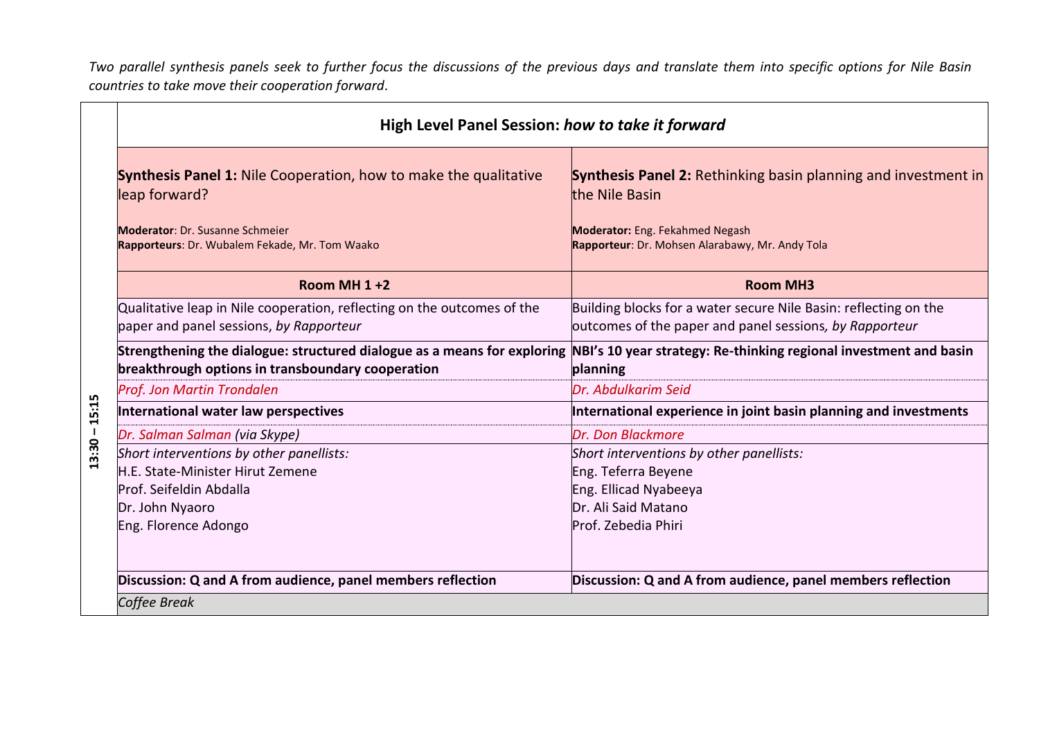*Two parallel synthesis panels seek to further focus the discussions of the previous days and translate them into specific options for Nile Basin countries to take move their cooperation forward.*

| | High Level Panel Session: *how to take it forward* | |
|---|---|---|
| 13:30 – 15:15 | **Synthesis Panel 1:** Nile Cooperation, how to make the qualitative leap forward?<br><br>**Moderator**: Dr. Susanne Schmeier<br>**Rapporteurs**: Dr. Wubalem Fekade, Mr. Tom Waako | **Synthesis Panel 2:** Rethinking basin planning and investment in the Nile Basin<br><br>**Moderator:** Eng. Fekahmed Negash<br>**Rapporteur**: Dr. Mohsen Alarabawy, Mr. Andy Tola |
| | **Room MH 1 +2** | **Room MH3** |
| | Qualitative leap in Nile cooperation, reflecting on the outcomes of the paper and panel sessions, *by Rapporteur* | Building blocks for a water secure Nile Basin: reflecting on the outcomes of the paper and panel sessions*, by Rapporteur* |
| | **Strengthening the dialogue: structured dialogue as a means for exploring breakthrough options in transboundary cooperation** | **NBI's 10 year strategy: Re-thinking regional investment and basin planning** |
| | *Prof. Jon Martin Trondalen* | *Dr. Abdulkarim Seid* |
| | **International water law perspectives** | **International experience in joint basin planning and investments** |
| | *Dr. Salman Salman (via Skype)* | *Dr. Don Blackmore* |
| | *Short interventions by other panellists:*<br>H.E. State-Minister Hirut Zemene<br>Prof. Seifeldin Abdalla<br>Dr. John Nyaoro<br>Eng. Florence Adongo | *Short interventions by other panellists:*<br>Eng. Teferra Beyene<br>Eng. Ellicad Nyabeeya<br>Dr. Ali Said Matano<br>Prof. Zebedia Phiri |
| | **Discussion: Q and A from audience, panel members reflection** | **Discussion: Q and A from audience, panel members reflection** |
| | *Coffee Break* | |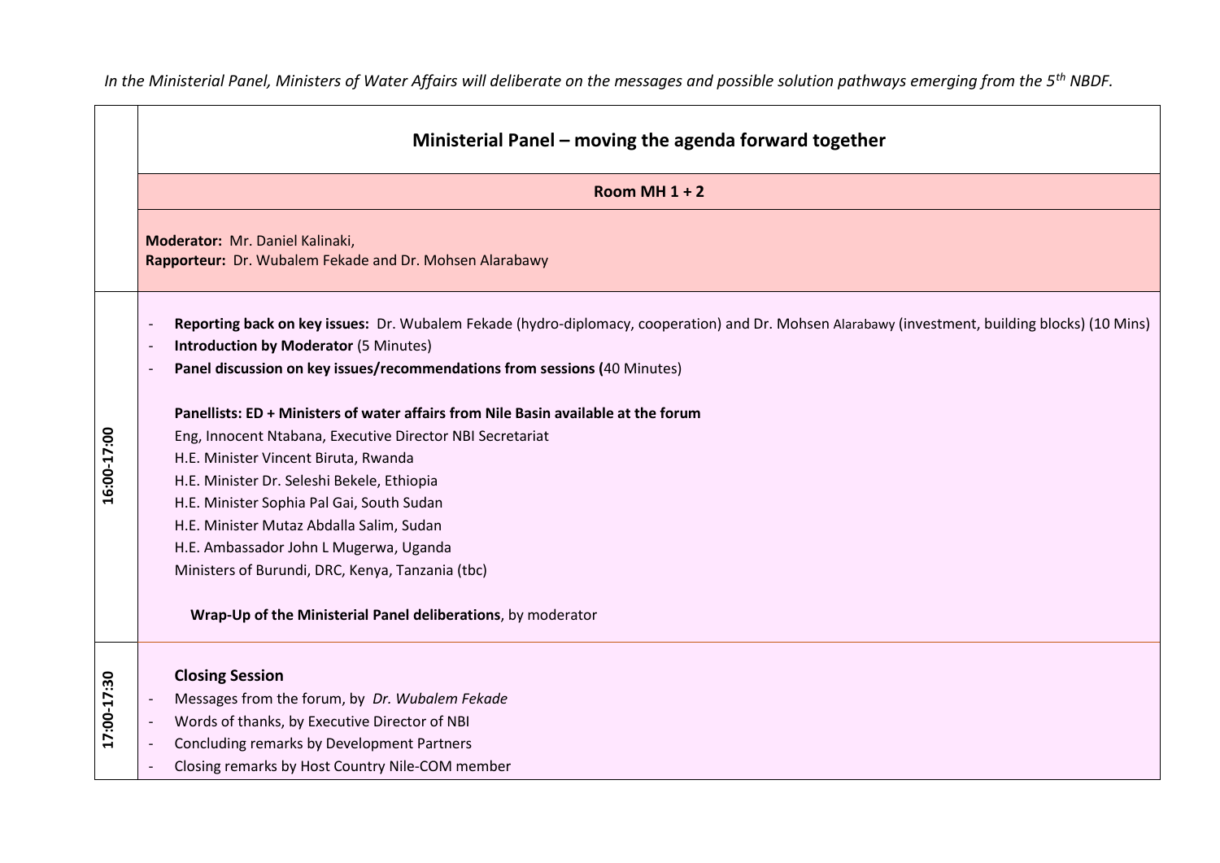*In the Ministerial Panel, Ministers of Water Affairs will deliberate on the messages and possible solution pathways emerging from the 5th NBDF.*

| | |
|---|---|
| | **Ministerial Panel – moving the agenda forward together** |
| | **Room MH 1 + 2** |
| | **Moderator:** Mr. Daniel Kalinaki,<br>**Rapporteur:** Dr. Wubalem Fekade and Dr. Mohsen Alarabawy |
| **16:00-17:00** | - **Reporting back on key issues:** Dr. Wubalem Fekade (hydro-diplomacy, cooperation) and Dr. Mohsen Alarabawy (investment, building blocks) (10 Mins)<br>- **Introduction by Moderator** (5 Minutes)<br>- **Panel discussion on key issues/recommendations from sessions (**40 Minutes)<br><br>**Panellists: ED + Ministers of water affairs from Nile Basin available at the forum**<br>Eng, Innocent Ntabana, Executive Director NBI Secretariat<br>H.E. Minister Vincent Biruta, Rwanda<br>H.E. Minister Dr. Seleshi Bekele, Ethiopia<br>H.E. Minister Sophia Pal Gai, South Sudan<br>H.E. Minister Mutaz Abdalla Salim, Sudan<br>H.E. Ambassador John L Mugerwa, Uganda<br>Ministers of Burundi, DRC, Kenya, Tanzania (tbc)<br><br>**Wrap-Up of the Ministerial Panel deliberations**, by moderator |
| **17:00-17:30** | **Closing Session**<br>- Messages from the forum, by *Dr. Wubalem Fekade*<br>- Words of thanks, by Executive Director of NBI<br>- Concluding remarks by Development Partners<br>- Closing remarks by Host Country Nile-COM member |